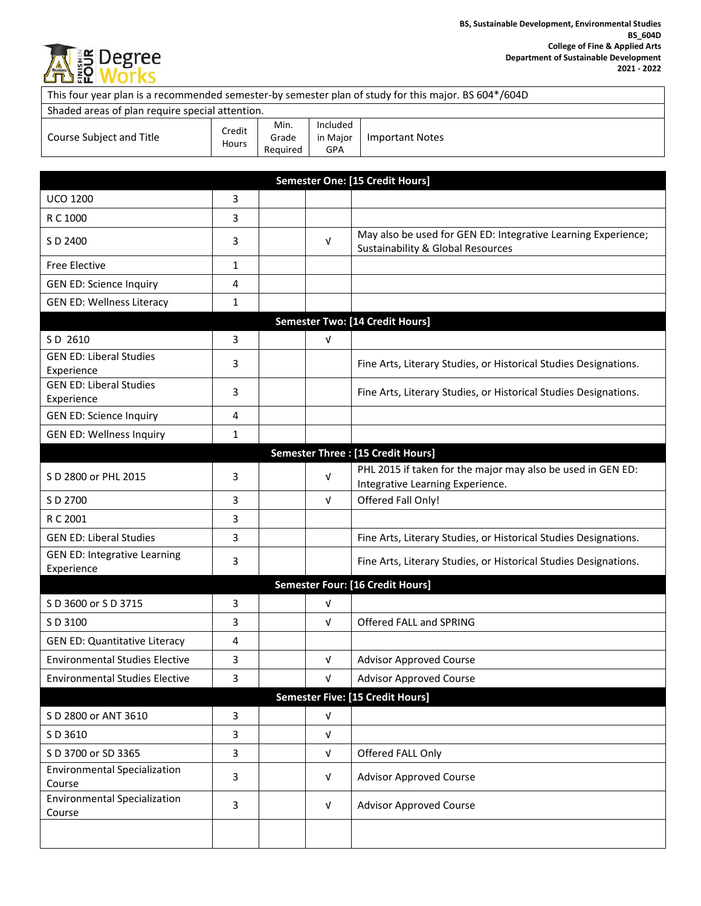**BS, Sustainable Development, Environmental Studies**
**BS_604D**
**College of Fine & Applied Arts**
**Department of Sustainable Development**
**2021 - 2022**

Degree Works

| This four year plan is a recommended semester-by semester plan of study for this major. BS 604*/604D | | | | |
|---|---|---|---|---|
| Shaded areas of plan require special attention. | | | | |
| Course Subject and Title | Credit Hours | Min. Grade Required | Included in Major GPA | Important Notes |
| **Semester One: [15 Credit Hours]** | | | | |
| UCO 1200 | 3 | | | |
| R C 1000 | 3 | | | |
| S D 2400 | 3 | | √ | May also be used for GEN ED: Integrative Learning Experience; Sustainability & Global Resources |
| Free Elective | 1 | | | |
| GEN ED: Science Inquiry | 4 | | | |
| GEN ED: Wellness Literacy | 1 | | | |
| **Semester Two: [14 Credit Hours]** | | | | |
| S D 2610 | 3 | | √ | |
| GEN ED: Liberal Studies Experience | 3 | | | Fine Arts, Literary Studies, or Historical Studies Designations. |
| GEN ED: Liberal Studies Experience | 3 | | | Fine Arts, Literary Studies, or Historical Studies Designations. |
| GEN ED: Science Inquiry | 4 | | | |
| GEN ED: Wellness Inquiry | 1 | | | |
| **Semester Three : [15 Credit Hours]** | | | | |
| S D 2800 or PHL 2015 | 3 | | √ | PHL 2015 if taken for the major may also be used in GEN ED: Integrative Learning Experience. |
| S D 2700 | 3 | | √ | Offered Fall Only! |
| R C 2001 | 3 | | | |
| GEN ED: Liberal Studies | 3 | | | Fine Arts, Literary Studies, or Historical Studies Designations. |
| GEN ED: Integrative Learning Experience | 3 | | | Fine Arts, Literary Studies, or Historical Studies Designations. |
| **Semester Four: [16 Credit Hours]** | | | | |
| S D 3600 or S D 3715 | 3 | | √ | |
| S D 3100 | 3 | | √ | Offered FALL and SPRING |
| GEN ED: Quantitative Literacy | 4 | | | |
| Environmental Studies Elective | 3 | | √ | Advisor Approved Course |
| Environmental Studies Elective | 3 | | √ | Advisor Approved Course |
| **Semester Five: [15 Credit Hours]** | | | | |
| S D 2800 or ANT 3610 | 3 | | √ | |
| S D 3610 | 3 | | √ | |
| S D 3700 or SD 3365 | 3 | | √ | Offered FALL Only |
| Environmental Specialization Course | 3 | | √ | Advisor Approved Course |
| Environmental Specialization Course | 3 | | √ | Advisor Approved Course |
| | | | | |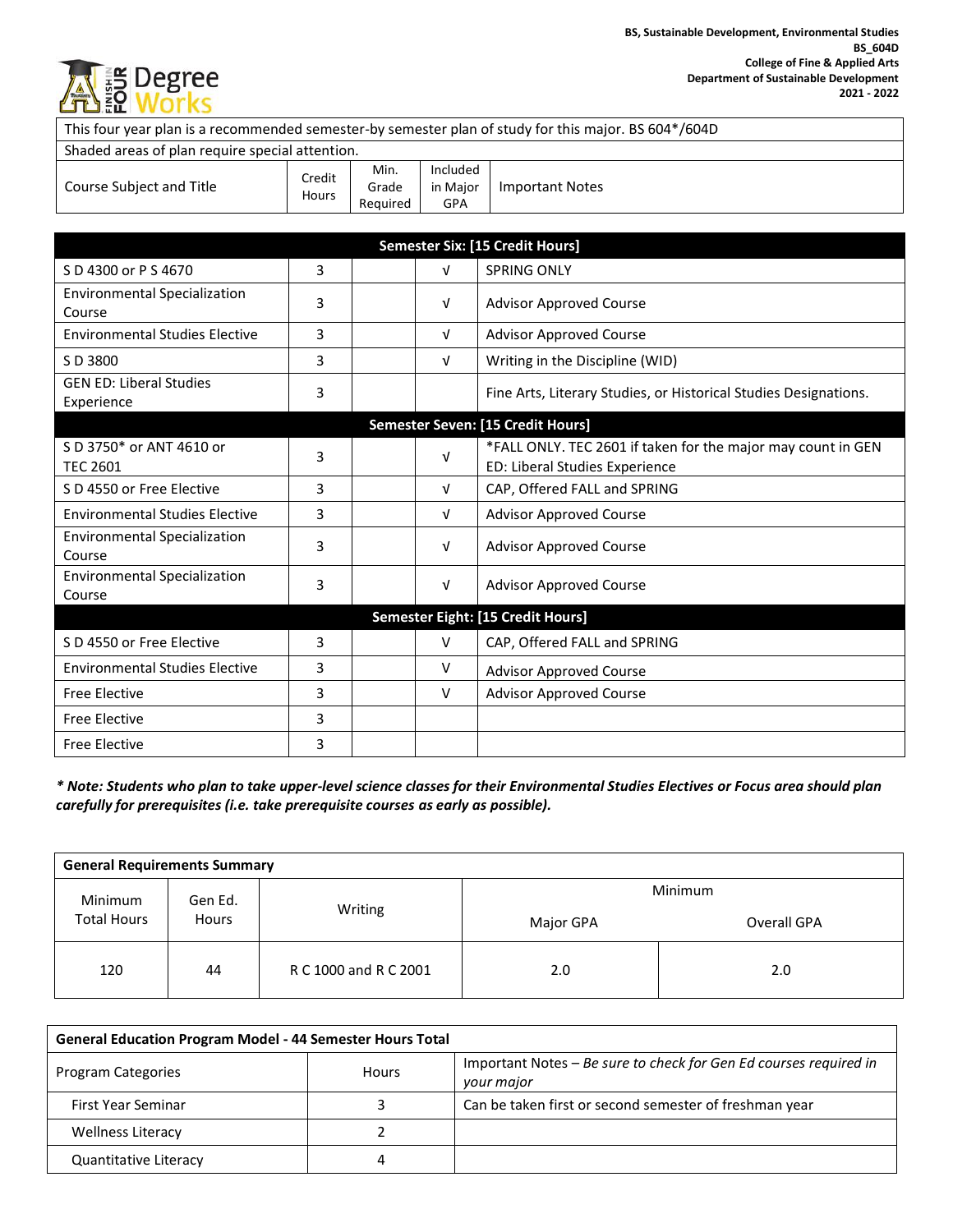BS, Sustainable Development, Environmental Studies
BS_604D
College of Fine & Applied Arts
Department of Sustainable Development
2021 - 2022

| This four year plan is a recommended semester-by semester plan of study for this major. BS 604*/604D | | | | |
|---|---|---|---|---|
| Shaded areas of plan require special attention. | | | | |
| Course Subject and Title | Credit Hours | Min. Grade Required | Included in Major GPA | Important Notes |
| **Semester Six: [15 Credit Hours]** | | | | |
| S D 4300 or P S 4670 | 3 | | √ | SPRING ONLY |
| Environmental Specialization Course | 3 | | √ | Advisor Approved Course |
| Environmental Studies Elective | 3 | | √ | Advisor Approved Course |
| S D 3800 | 3 | | √ | Writing in the Discipline (WID) |
| GEN ED: Liberal Studies Experience | 3 | | | Fine Arts, Literary Studies, or Historical Studies Designations. |
| **Semester Seven: [15 Credit Hours]** | | | | |
| S D 3750* or ANT 4610 or TEC 2601 | 3 | | √ | *FALL ONLY. TEC 2601 if taken for the major may count in GEN ED: Liberal Studies Experience |
| S D 4550 or Free Elective | 3 | | √ | CAP, Offered FALL and SPRING |
| Environmental Studies Elective | 3 | | √ | Advisor Approved Course |
| Environmental Specialization Course | 3 | | √ | Advisor Approved Course |
| Environmental Specialization Course | 3 | | √ | Advisor Approved Course |
| **Semester Eight: [15 Credit Hours]** | | | | |
| S D 4550 or Free Elective | 3 | | V | CAP, Offered FALL and SPRING |
| Environmental Studies Elective | 3 | | V | Advisor Approved Course |
| Free Elective | 3 | | V | Advisor Approved Course |
| Free Elective | 3 | | | |
| Free Elective | 3 | | | |

***\* Note: Students who plan to take upper-level science classes for their Environmental Studies Electives or Focus area should plan carefully for prerequisites (i.e. take prerequisite courses as early as possible).***

| **General Requirements Summary** | | | | |
|---|---|---|---|---|
| Minimum Total Hours | Gen Ed. Hours | Writing | Minimum | |
| | | | Major GPA | Overall GPA |
| 120 | 44 | R C 1000 and R C 2001 | 2.0 | 2.0 |

| **General Education Program Model - 44 Semester Hours Total** | | |
|---|---|---|
| Program Categories | Hours | Important Notes – *Be sure to check for Gen Ed courses required in your major* |
| First Year Seminar | 3 | Can be taken first or second semester of freshman year |
| Wellness Literacy | 2 | |
| Quantitative Literacy | 4 | |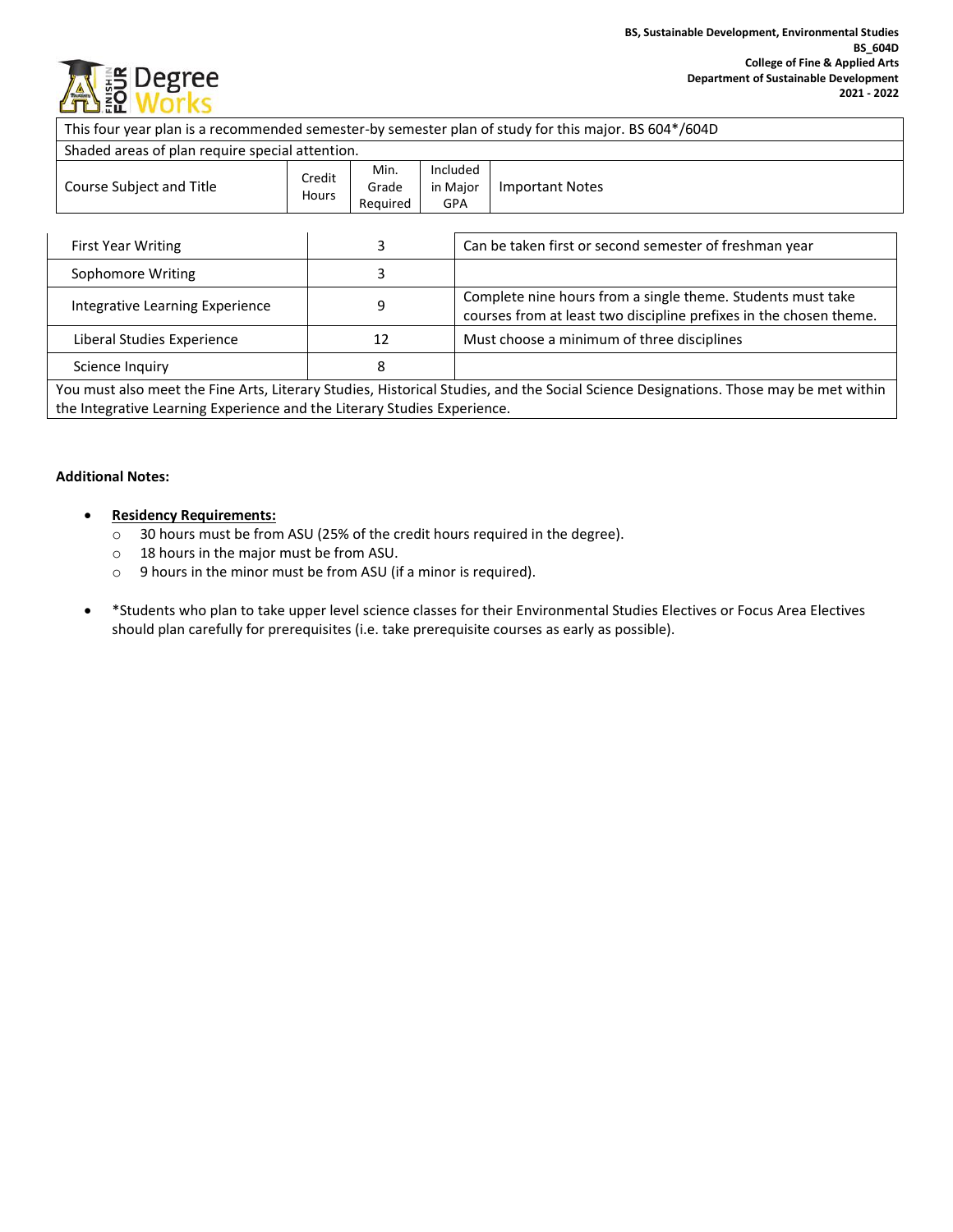| This four year plan is a recommended semester-by semester plan of study for this major. BS 604*/604D | | | | |
|---|---|---|---|---|
| Shaded areas of plan require special attention. | | | | |
| Course Subject and Title | Credit Hours | Min. Grade Required | Included in Major GPA | Important Notes |

| | | |
|---|---|---|
| First Year Writing | 3 | Can be taken first or second semester of freshman year |
| Sophomore Writing | 3 | |
| Integrative Learning Experience | 9 | Complete nine hours from a single theme. Students must take courses from at least two discipline prefixes in the chosen theme. |
| Liberal Studies Experience | 12 | Must choose a minimum of three disciplines |
| Science Inquiry | 8 | |
| You must also meet the Fine Arts, Literary Studies, Historical Studies, and the Social Science Designations. Those may be met within the Integrative Learning Experience and the Literary Studies Experience. | | |

**Additional Notes:**

- **Residency Requirements:**
  - 30 hours must be from ASU (25% of the credit hours required in the degree).
  - 18 hours in the major must be from ASU.
  - 9 hours in the minor must be from ASU (if a minor is required).

- *Students who plan to take upper level science classes for their Environmental Studies Electives or Focus Area Electives should plan carefully for prerequisites (i.e. take prerequisite courses as early as possible).